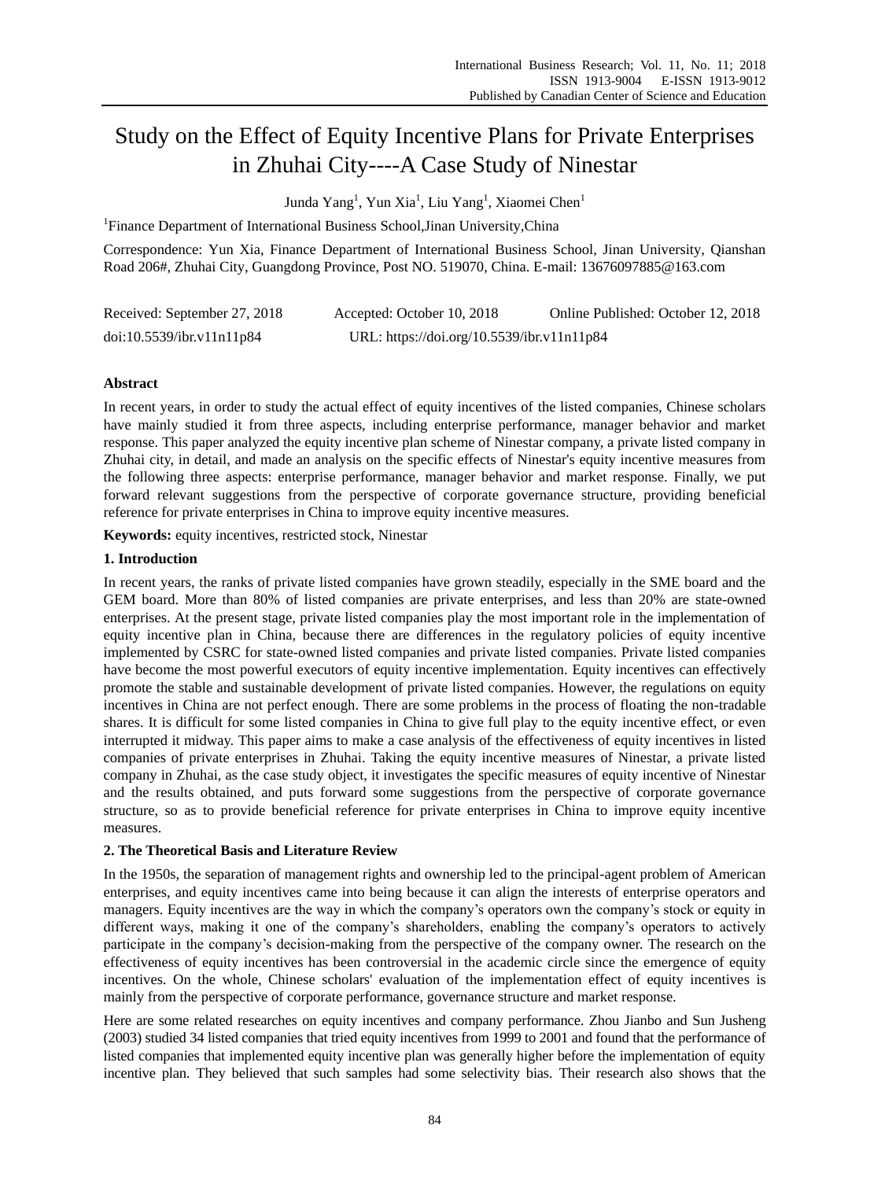# Study on the Effect of Equity Incentive Plans for Private Enterprises in Zhuhai City----A Case Study of Ninestar

Junda Yang[1], Yun Xia[1], Liu Yang[1], Xiaomei Chen[1]

[1]Finance Department of International Business School,Jinan University,China

Correspondence: Yun Xia, Finance Department of International Business School, Jinan University, Qianshan Road 206#, Zhuhai City, Guangdong Province, Post NO. 519070, China. E-mail: 13676097885@163.com

Received: September 27, 2018 Accepted: October 10, 2018 Online Published: October 12, 2018

doi:10.5539/ibr.v11n11p84 URL: https://doi.org/10.5539/ibr.v11n11p84

**Abstract**

In recent years, in order to study the actual effect of equity incentives of the listed companies, Chinese scholars have mainly studied it from three aspects, including enterprise performance, manager behavior and market response. This paper analyzed the equity incentive plan scheme of Ninestar company, a private listed company in Zhuhai city, in detail, and made an analysis on the specific effects of Ninestar's equity incentive measures from the following three aspects: enterprise performance, manager behavior and market response. Finally, we put forward relevant suggestions from the perspective of corporate governance structure, providing beneficial reference for private enterprises in China to improve equity incentive measures.

**Keywords:** equity incentives, restricted stock, Ninestar

## 1. Introduction

In recent years, the ranks of private listed companies have grown steadily, especially in the SME board and the GEM board. More than 80% of listed companies are private enterprises, and less than 20% are state-owned enterprises. At the present stage, private listed companies play the most important role in the implementation of equity incentive plan in China, because there are differences in the regulatory policies of equity incentive implemented by CSRC for state-owned listed companies and private listed companies. Private listed companies have become the most powerful executors of equity incentive implementation. Equity incentives can effectively promote the stable and sustainable development of private listed companies. However, the regulations on equity incentives in China are not perfect enough. There are some problems in the process of floating the non-tradable shares. It is difficult for some listed companies in China to give full play to the equity incentive effect, or even interrupted it midway. This paper aims to make a case analysis of the effectiveness of equity incentives in listed companies of private enterprises in Zhuhai. Taking the equity incentive measures of Ninestar, a private listed company in Zhuhai, as the case study object, it investigates the specific measures of equity incentive of Ninestar and the results obtained, and puts forward some suggestions from the perspective of corporate governance structure, so as to provide beneficial reference for private enterprises in China to improve equity incentive measures.

## 2. The Theoretical Basis and Literature Review

In the 1950s, the separation of management rights and ownership led to the principal-agent problem of American enterprises, and equity incentives came into being because it can align the interests of enterprise operators and managers. Equity incentives are the way in which the company's operators own the company's stock or equity in different ways, making it one of the company's shareholders, enabling the company's operators to actively participate in the company's decision-making from the perspective of the company owner. The research on the effectiveness of equity incentives has been controversial in the academic circle since the emergence of equity incentives. On the whole, Chinese scholars' evaluation of the implementation effect of equity incentives is mainly from the perspective of corporate performance, governance structure and market response.

Here are some related researches on equity incentives and company performance. Zhou Jianbo and Sun Jusheng (2003) studied 34 listed companies that tried equity incentives from 1999 to 2001 and found that the performance of listed companies that implemented equity incentive plan was generally higher before the implementation of equity incentive plan. They believed that such samples had some selectivity bias. Their research also shows that the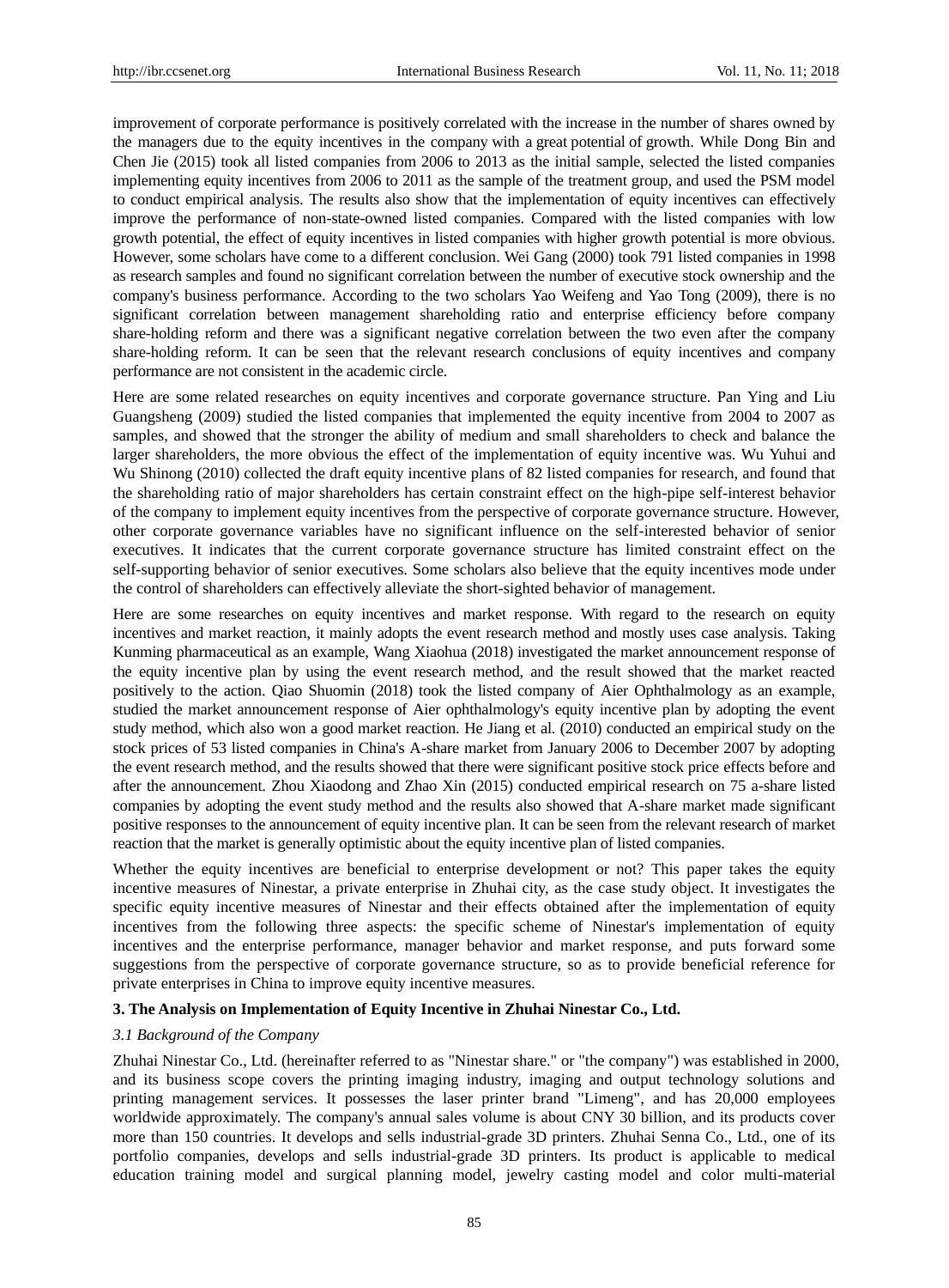improvement of corporate performance is positively correlated with the increase in the number of shares owned by the managers due to the equity incentives in the company with a great potential of growth. While Dong Bin and Chen Jie (2015) took all listed companies from 2006 to 2013 as the initial sample, selected the listed companies implementing equity incentives from 2006 to 2011 as the sample of the treatment group, and used the PSM model to conduct empirical analysis. The results also show that the implementation of equity incentives can effectively improve the performance of non-state-owned listed companies. Compared with the listed companies with low growth potential, the effect of equity incentives in listed companies with higher growth potential is more obvious. However, some scholars have come to a different conclusion. Wei Gang (2000) took 791 listed companies in 1998 as research samples and found no significant correlation between the number of executive stock ownership and the company's business performance. According to the two scholars Yao Weifeng and Yao Tong (2009), there is no significant correlation between management shareholding ratio and enterprise efficiency before company share-holding reform and there was a significant negative correlation between the two even after the company share-holding reform. It can be seen that the relevant research conclusions of equity incentives and company performance are not consistent in the academic circle.

Here are some related researches on equity incentives and corporate governance structure. Pan Ying and Liu Guangsheng (2009) studied the listed companies that implemented the equity incentive from 2004 to 2007 as samples, and showed that the stronger the ability of medium and small shareholders to check and balance the larger shareholders, the more obvious the effect of the implementation of equity incentive was. Wu Yuhui and Wu Shinong (2010) collected the draft equity incentive plans of 82 listed companies for research, and found that the shareholding ratio of major shareholders has certain constraint effect on the high-pipe self-interest behavior of the company to implement equity incentives from the perspective of corporate governance structure. However, other corporate governance variables have no significant influence on the self-interested behavior of senior executives. It indicates that the current corporate governance structure has limited constraint effect on the self-supporting behavior of senior executives. Some scholars also believe that the equity incentives mode under the control of shareholders can effectively alleviate the short-sighted behavior of management.

Here are some researches on equity incentives and market response. With regard to the research on equity incentives and market reaction, it mainly adopts the event research method and mostly uses case analysis. Taking Kunming pharmaceutical as an example, Wang Xiaohua (2018) investigated the market announcement response of the equity incentive plan by using the event research method, and the result showed that the market reacted positively to the action. Qiao Shuomin (2018) took the listed company of Aier Ophthalmology as an example, studied the market announcement response of Aier ophthalmology's equity incentive plan by adopting the event study method, which also won a good market reaction. He Jiang et al. (2010) conducted an empirical study on the stock prices of 53 listed companies in China's A-share market from January 2006 to December 2007 by adopting the event research method, and the results showed that there were significant positive stock price effects before and after the announcement. Zhou Xiaodong and Zhao Xin (2015) conducted empirical research on 75 a-share listed companies by adopting the event study method and the results also showed that A-share market made significant positive responses to the announcement of equity incentive plan. It can be seen from the relevant research of market reaction that the market is generally optimistic about the equity incentive plan of listed companies.

Whether the equity incentives are beneficial to enterprise development or not? This paper takes the equity incentive measures of Ninestar, a private enterprise in Zhuhai city, as the case study object. It investigates the specific equity incentive measures of Ninestar and their effects obtained after the implementation of equity incentives from the following three aspects: the specific scheme of Ninestar's implementation of equity incentives and the enterprise performance, manager behavior and market response, and puts forward some suggestions from the perspective of corporate governance structure, so as to provide beneficial reference for private enterprises in China to improve equity incentive measures.

## 3. The Analysis on Implementation of Equity Incentive in Zhuhai Ninestar Co., Ltd.

### *3.1 Background of the Company*

Zhuhai Ninestar Co., Ltd. (hereinafter referred to as "Ninestar share." or "the company") was established in 2000, and its business scope covers the printing imaging industry, imaging and output technology solutions and printing management services. It possesses the laser printer brand "Limeng", and has 20,000 employees worldwide approximately. The company's annual sales volume is about CNY 30 billion, and its products cover more than 150 countries. It develops and sells industrial-grade 3D printers. Zhuhai Senna Co., Ltd., one of its portfolio companies, develops and sells industrial-grade 3D printers. Its product is applicable to medical education training model and surgical planning model, jewelry casting model and color multi-material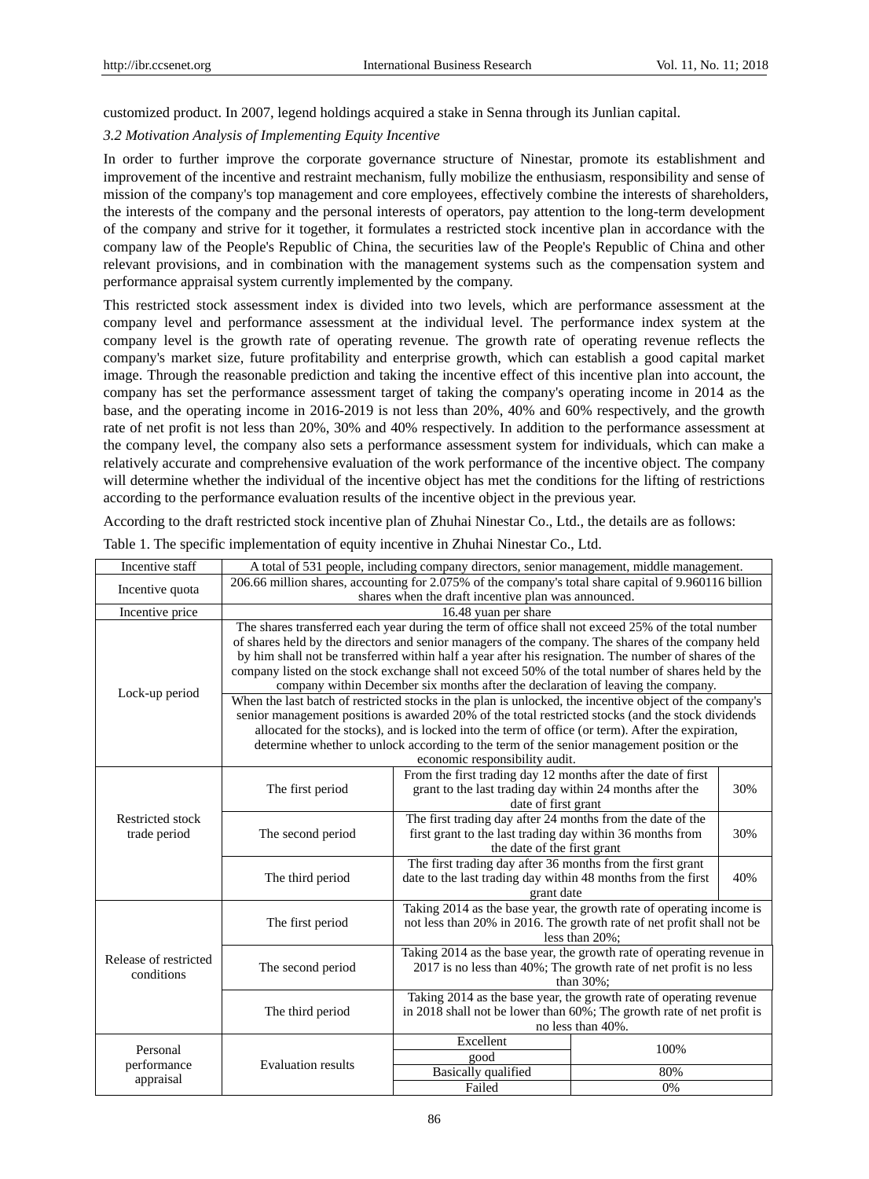customized product. In 2007, legend holdings acquired a stake in Senna through its Junlian capital.

### *3.2 Motivation Analysis of Implementing Equity Incentive*

In order to further improve the corporate governance structure of Ninestar, promote its establishment and improvement of the incentive and restraint mechanism, fully mobilize the enthusiasm, responsibility and sense of mission of the company's top management and core employees, effectively combine the interests of shareholders, the interests of the company and the personal interests of operators, pay attention to the long-term development of the company and strive for it together, it formulates a restricted stock incentive plan in accordance with the company law of the People's Republic of China, the securities law of the People's Republic of China and other relevant provisions, and in combination with the management systems such as the compensation system and performance appraisal system currently implemented by the company.

This restricted stock assessment index is divided into two levels, which are performance assessment at the company level and performance assessment at the individual level. The performance index system at the company level is the growth rate of operating revenue. The growth rate of operating revenue reflects the company's market size, future profitability and enterprise growth, which can establish a good capital market image. Through the reasonable prediction and taking the incentive effect of this incentive plan into account, the company has set the performance assessment target of taking the company's operating income in 2014 as the base, and the operating income in 2016-2019 is not less than 20%, 40% and 60% respectively, and the growth rate of net profit is not less than 20%, 30% and 40% respectively. In addition to the performance assessment at the company level, the company also sets a performance assessment system for individuals, which can make a relatively accurate and comprehensive evaluation of the work performance of the incentive object. The company will determine whether the individual of the incentive object has met the conditions for the lifting of restrictions according to the performance evaluation results of the incentive object in the previous year.

According to the draft restricted stock incentive plan of Zhuhai Ninestar Co., Ltd., the details are as follows:

Table 1. The specific implementation of equity incentive in Zhuhai Ninestar Co., Ltd.

| Incentive staff | A total of 531 people, including company directors, senior management, middle management. | | |
|---|---|---|---|
| Incentive quota | 206.66 million shares, accounting for 2.075% of the company's total share capital of 9.960116 billion shares when the draft incentive plan was announced. | | |
| Incentive price | 16.48 yuan per share | | |
| Lock-up period | The shares transferred each year during the term of office shall not exceed 25% of the total number of shares held by the directors and senior managers of the company. The shares of the company held by him shall not be transferred within half a year after his resignation. The number of shares of the company listed on the stock exchange shall not exceed 50% of the total number of shares held by the company within December six months after the declaration of leaving the company. | | |
| | When the last batch of restricted stocks in the plan is unlocked, the incentive object of the company's senior management positions is awarded 20% of the total restricted stocks (and the stock dividends allocated for the stocks), and is locked into the term of office (or term). After the expiration, determine whether to unlock according to the term of the senior management position or the economic responsibility audit. | | |
| Restricted stock trade period | The first period | From the first trading day 12 months after the date of first grant to the last trading day within 24 months after the date of first grant | 30% |
| | The second period | The first trading day after 24 months from the date of the first grant to the last trading day within 36 months from the date of the first grant | 30% |
| | The third period | The first trading day after 36 months from the first grant date to the last trading day within 48 months from the first grant date | 40% |
| Release of restricted conditions | The first period | Taking 2014 as the base year, the growth rate of operating income is not less than 20% in 2016. The growth rate of net profit shall not be less than 20%; | |
| | The second period | Taking 2014 as the base year, the growth rate of operating revenue in 2017 is no less than 40%; The growth rate of net profit is no less than 30%; | |
| | The third period | Taking 2014 as the base year, the growth rate of operating revenue in 2018 shall not be lower than 60%; The growth rate of net profit is no less than 40%. | |
| Personal performance appraisal | Evaluation results | Excellent | 100% |
| | | good | 100% |
| | | Basically qualified | 80% |
| | | Failed | 0% |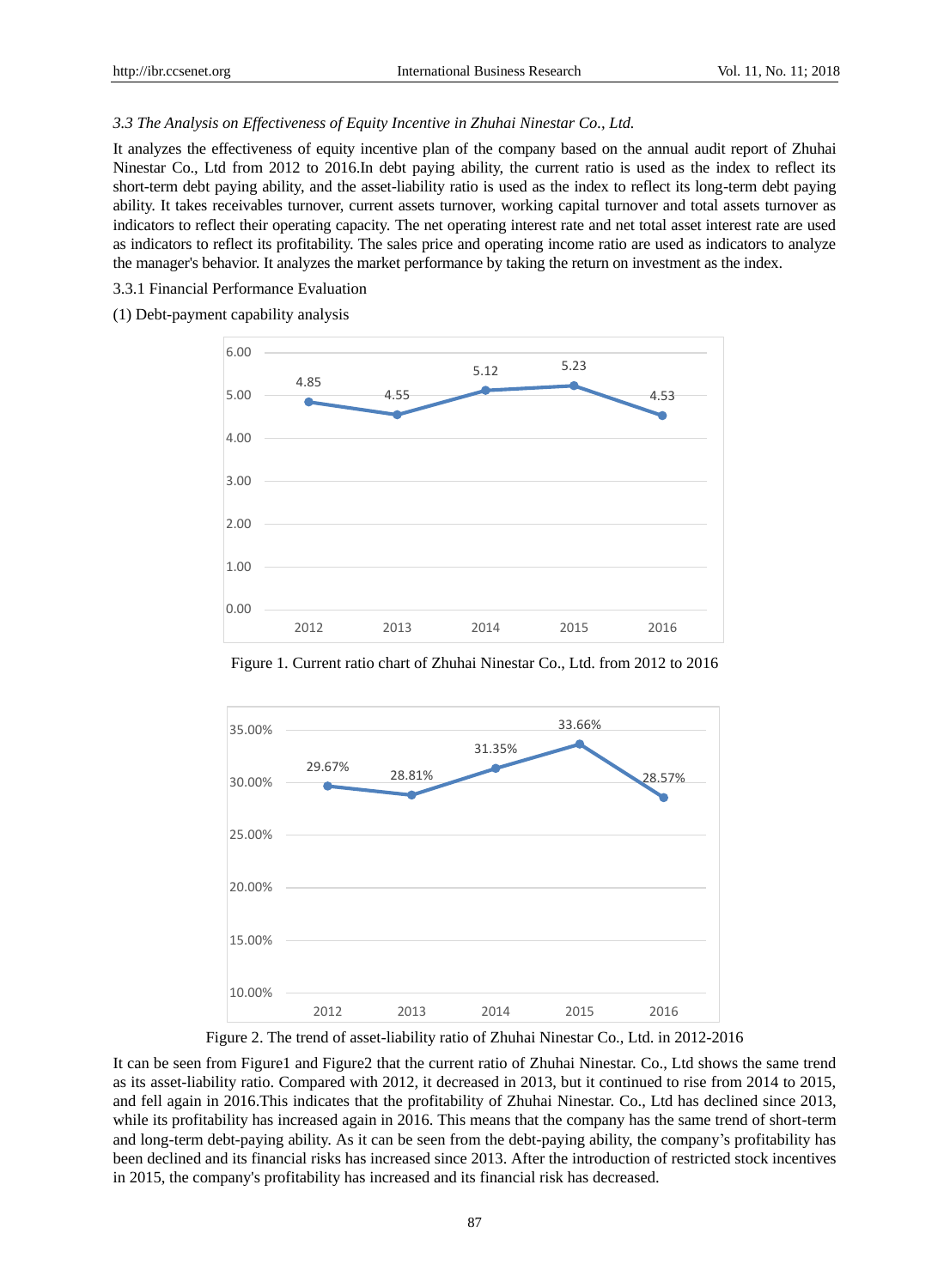*3.3 The Analysis on Effectiveness of Equity Incentive in Zhuhai Ninestar Co., Ltd.*

It analyzes the effectiveness of equity incentive plan of the company based on the annual audit report of Zhuhai Ninestar Co., Ltd from 2012 to 2016.In debt paying ability, the current ratio is used as the index to reflect its short-term debt paying ability, and the asset-liability ratio is used as the index to reflect its long-term debt paying ability. It takes receivables turnover, current assets turnover, working capital turnover and total assets turnover as indicators to reflect their operating capacity. The net operating interest rate and net total asset interest rate are used as indicators to reflect its profitability. The sales price and operating income ratio are used as indicators to analyze the manager's behavior. It analyzes the market performance by taking the return on investment as the index.

3.3.1 Financial Performance Evaluation

(1) Debt-payment capability analysis

Figure 1. Current ratio chart of Zhuhai Ninestar Co., Ltd. from 2012 to 2016

Figure 2. The trend of asset-liability ratio of Zhuhai Ninestar Co., Ltd. in 2012-2016

It can be seen from Figure1 and Figure2 that the current ratio of Zhuhai Ninestar. Co., Ltd shows the same trend as its asset-liability ratio. Compared with 2012, it decreased in 2013, but it continued to rise from 2014 to 2015, and fell again in 2016.This indicates that the profitability of Zhuhai Ninestar. Co., Ltd has declined since 2013, while its profitability has increased again in 2016. This means that the company has the same trend of short-term and long-term debt-paying ability. As it can be seen from the debt-paying ability, the company's profitability has been declined and its financial risks has increased since 2013. After the introduction of restricted stock incentives in 2015, the company's profitability has increased and its financial risk has decreased.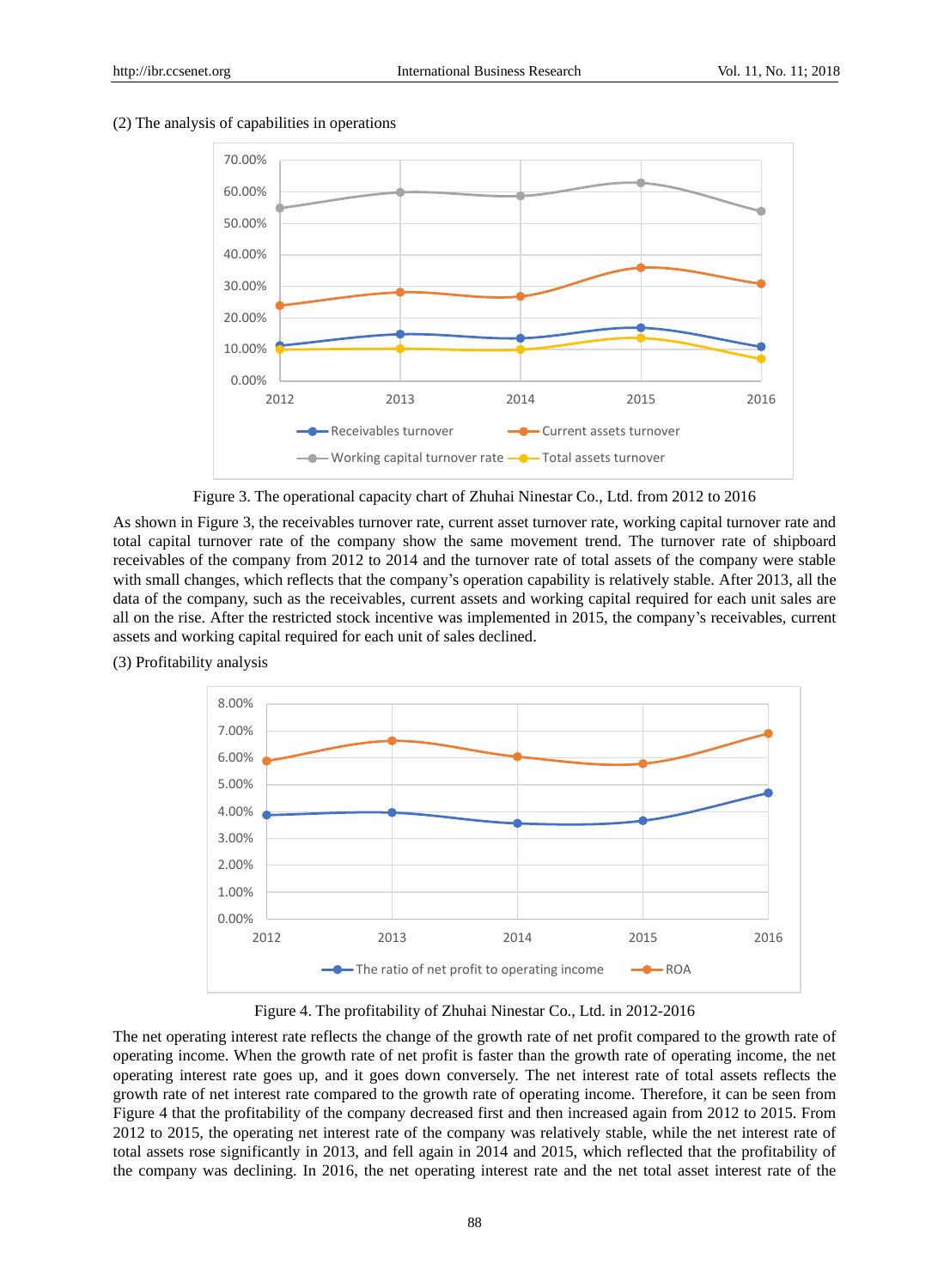(2) The analysis of capabilities in operations

Figure 3. The operational capacity chart of Zhuhai Ninestar Co., Ltd. from 2012 to 2016

As shown in Figure 3, the receivables turnover rate, current asset turnover rate, working capital turnover rate and total capital turnover rate of the company show the same movement trend. The turnover rate of shipboard receivables of the company from 2012 to 2014 and the turnover rate of total assets of the company were stable with small changes, which reflects that the company's operation capability is relatively stable. After 2013, all the data of the company, such as the receivables, current assets and working capital required for each unit sales are all on the rise. After the restricted stock incentive was implemented in 2015, the company's receivables, current assets and working capital required for each unit of sales declined.

(3) Profitability analysis

Figure 4. The profitability of Zhuhai Ninestar Co., Ltd. in 2012-2016

The net operating interest rate reflects the change of the growth rate of net profit compared to the growth rate of operating income. When the growth rate of net profit is faster than the growth rate of operating income, the net operating interest rate goes up, and it goes down conversely. The net interest rate of total assets reflects the growth rate of net interest rate compared to the growth rate of operating income. Therefore, it can be seen from Figure 4 that the profitability of the company decreased first and then increased again from 2012 to 2015. From 2012 to 2015, the operating net interest rate of the company was relatively stable, while the net interest rate of total assets rose significantly in 2013, and fell again in 2014 and 2015, which reflected that the profitability of the company was declining. In 2016, the net operating interest rate and the net total asset interest rate of the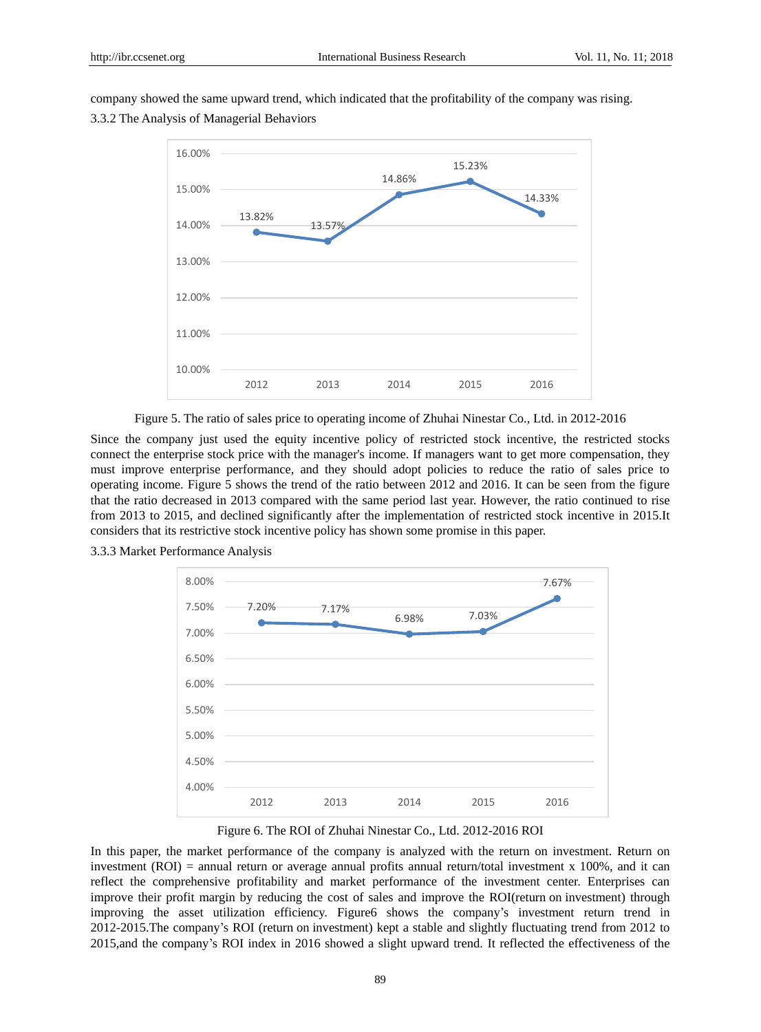company showed the same upward trend, which indicated that the profitability of the company was rising.

### 3.3.2 The Analysis of Managerial Behaviors

Figure 5. The ratio of sales price to operating income of Zhuhai Ninestar Co., Ltd. in 2012-2016

Since the company just used the equity incentive policy of restricted stock incentive, the restricted stocks connect the enterprise stock price with the manager's income. If managers want to get more compensation, they must improve enterprise performance, and they should adopt policies to reduce the ratio of sales price to operating income. Figure 5 shows the trend of the ratio between 2012 and 2016. It can be seen from the figure that the ratio decreased in 2013 compared with the same period last year. However, the ratio continued to rise from 2013 to 2015, and declined significantly after the implementation of restricted stock incentive in 2015.It considers that its restrictive stock incentive policy has shown some promise in this paper.

### 3.3.3 Market Performance Analysis

Figure 6. The ROI of Zhuhai Ninestar Co., Ltd. 2012-2016 ROI

In this paper, the market performance of the company is analyzed with the return on investment. Return on investment (ROI) = annual return or average annual profits annual return/total investment x 100%, and it can reflect the comprehensive profitability and market performance of the investment center. Enterprises can improve their profit margin by reducing the cost of sales and improve the ROI(return on investment) through improving the asset utilization efficiency. Figure6 shows the company's investment return trend in 2012-2015.The company's ROI (return on investment) kept a stable and slightly fluctuating trend from 2012 to 2015,and the company's ROI index in 2016 showed a slight upward trend. It reflected the effectiveness of the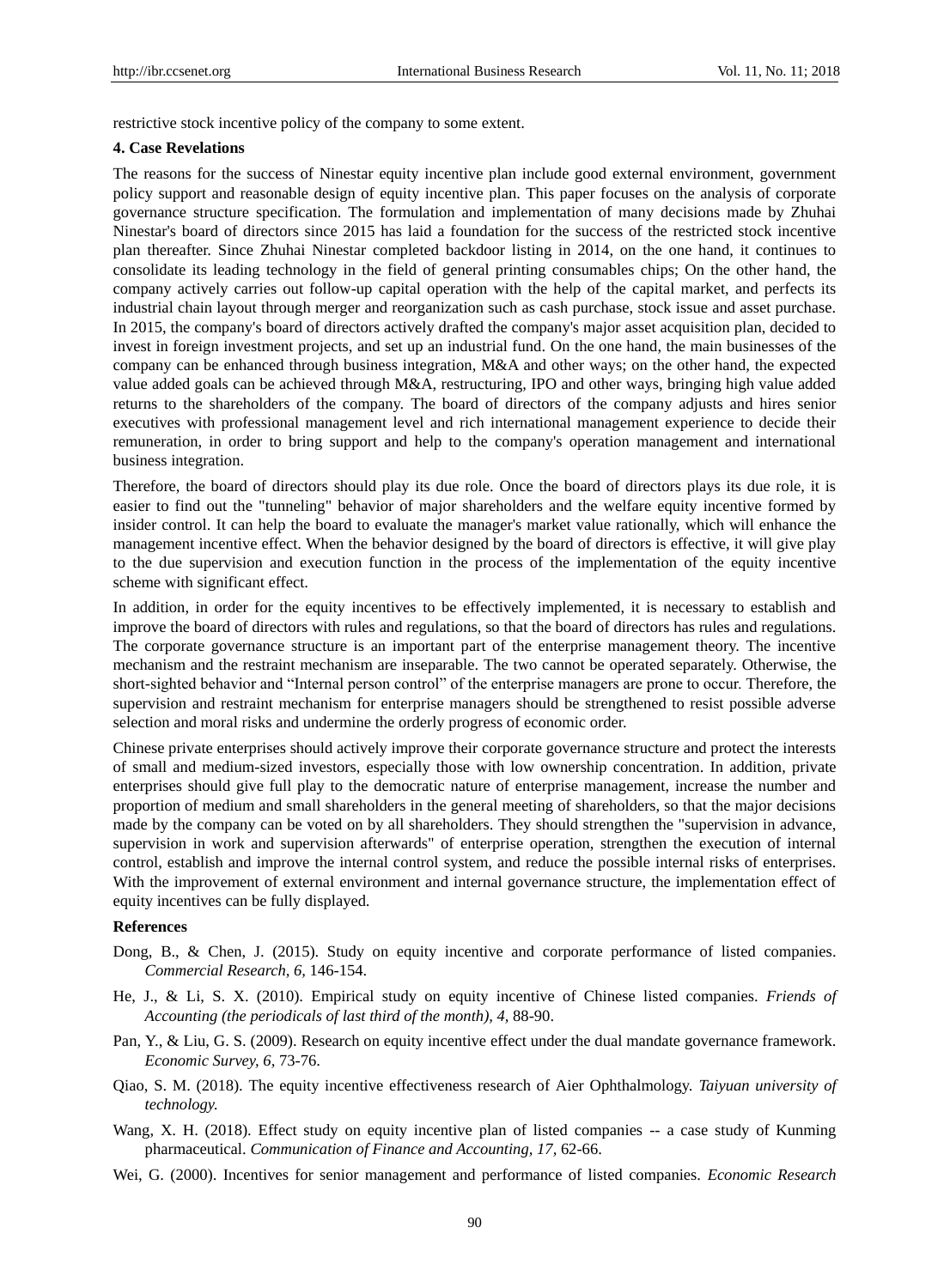restrictive stock incentive policy of the company to some extent.

**4. Case Revelations**

The reasons for the success of Ninestar equity incentive plan include good external environment, government policy support and reasonable design of equity incentive plan. This paper focuses on the analysis of corporate governance structure specification. The formulation and implementation of many decisions made by Zhuhai Ninestar's board of directors since 2015 has laid a foundation for the success of the restricted stock incentive plan thereafter. Since Zhuhai Ninestar completed backdoor listing in 2014, on the one hand, it continues to consolidate its leading technology in the field of general printing consumables chips; On the other hand, the company actively carries out follow-up capital operation with the help of the capital market, and perfects its industrial chain layout through merger and reorganization such as cash purchase, stock issue and asset purchase. In 2015, the company's board of directors actively drafted the company's major asset acquisition plan, decided to invest in foreign investment projects, and set up an industrial fund. On the one hand, the main businesses of the company can be enhanced through business integration, M&A and other ways; on the other hand, the expected value added goals can be achieved through M&A, restructuring, IPO and other ways, bringing high value added returns to the shareholders of the company. The board of directors of the company adjusts and hires senior executives with professional management level and rich international management experience to decide their remuneration, in order to bring support and help to the company's operation management and international business integration.

Therefore, the board of directors should play its due role. Once the board of directors plays its due role, it is easier to find out the "tunneling" behavior of major shareholders and the welfare equity incentive formed by insider control. It can help the board to evaluate the manager's market value rationally, which will enhance the management incentive effect. When the behavior designed by the board of directors is effective, it will give play to the due supervision and execution function in the process of the implementation of the equity incentive scheme with significant effect.

In addition, in order for the equity incentives to be effectively implemented, it is necessary to establish and improve the board of directors with rules and regulations, so that the board of directors has rules and regulations. The corporate governance structure is an important part of the enterprise management theory. The incentive mechanism and the restraint mechanism are inseparable. The two cannot be operated separately. Otherwise, the short-sighted behavior and "Internal person control" of the enterprise managers are prone to occur. Therefore, the supervision and restraint mechanism for enterprise managers should be strengthened to resist possible adverse selection and moral risks and undermine the orderly progress of economic order.

Chinese private enterprises should actively improve their corporate governance structure and protect the interests of small and medium-sized investors, especially those with low ownership concentration. In addition, private enterprises should give full play to the democratic nature of enterprise management, increase the number and proportion of medium and small shareholders in the general meeting of shareholders, so that the major decisions made by the company can be voted on by all shareholders. They should strengthen the "supervision in advance, supervision in work and supervision afterwards" of enterprise operation, strengthen the execution of internal control, establish and improve the internal control system, and reduce the possible internal risks of enterprises. With the improvement of external environment and internal governance structure, the implementation effect of equity incentives can be fully displayed.

**References**

Dong, B., & Chen, J. (2015). Study on equity incentive and corporate performance of listed companies. *Commercial Research, 6,* 146-154.

He, J., & Li, S. X. (2010). Empirical study on equity incentive of Chinese listed companies. *Friends of Accounting (the periodicals of last third of the month), 4,* 88-90.

Pan, Y., & Liu, G. S. (2009). Research on equity incentive effect under the dual mandate governance framework. *Economic Survey, 6,* 73-76.

Qiao, S. M. (2018). The equity incentive effectiveness research of Aier Ophthalmology. *Taiyuan university of technology.*

Wang, X. H. (2018). Effect study on equity incentive plan of listed companies -- a case study of Kunming pharmaceutical. *Communication of Finance and Accounting, 17,* 62-66.

Wei, G. (2000). Incentives for senior management and performance of listed companies. *Economic Research*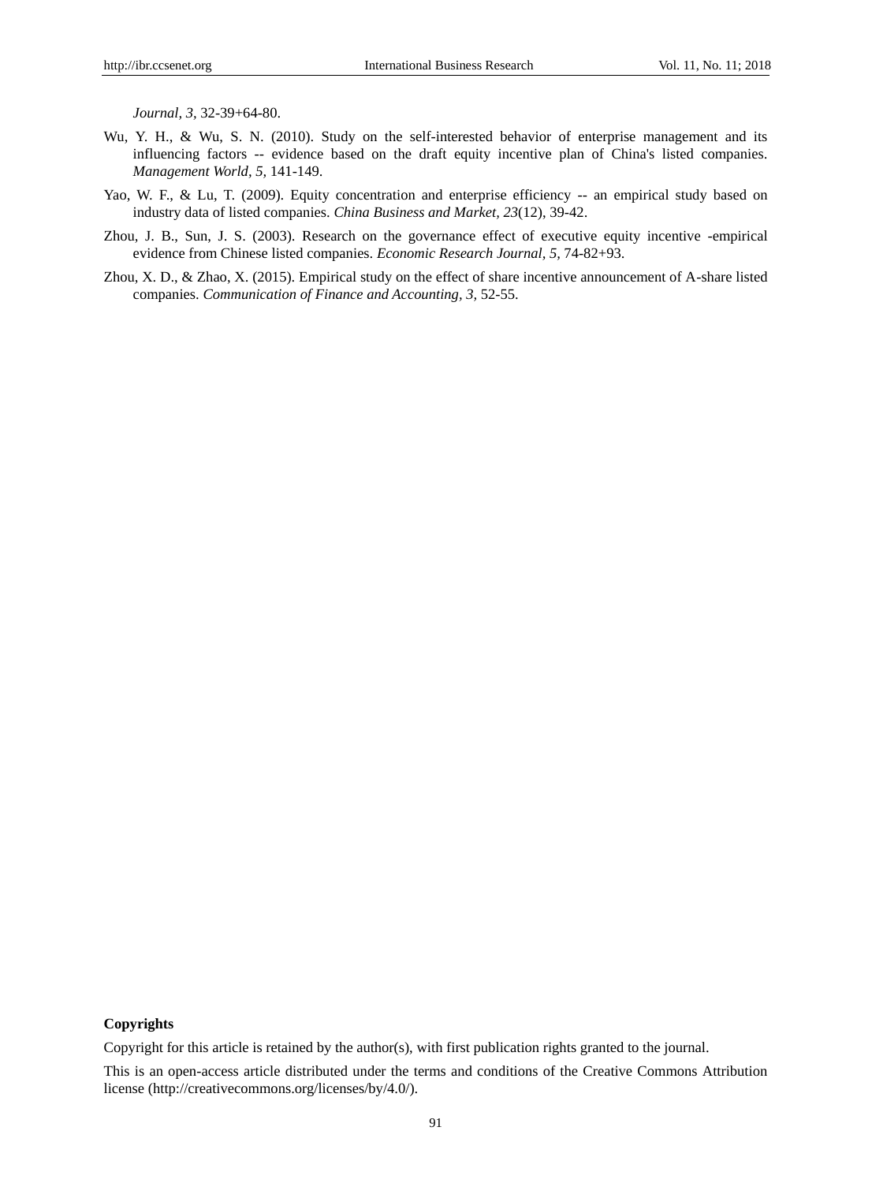*Journal, 3*, 32-39+64-80.

Wu, Y. H., & Wu, S. N. (2010). Study on the self-interested behavior of enterprise management and its influencing factors -- evidence based on the draft equity incentive plan of China's listed companies. *Management World, 5,* 141-149.

Yao, W. F., & Lu, T. (2009). Equity concentration and enterprise efficiency -- an empirical study based on industry data of listed companies. *China Business and Market, 23*(12), 39-42.

Zhou, J. B., Sun, J. S. (2003). Research on the governance effect of executive equity incentive -empirical evidence from Chinese listed companies. *Economic Research Journal, 5,* 74-82+93.

Zhou, X. D., & Zhao, X. (2015). Empirical study on the effect of share incentive announcement of A-share listed companies. *Communication of Finance and Accounting, 3,* 52-55.

**Copyrights**

Copyright for this article is retained by the author(s), with first publication rights granted to the journal.

This is an open-access article distributed under the terms and conditions of the Creative Commons Attribution license (http://creativecommons.org/licenses/by/4.0/).